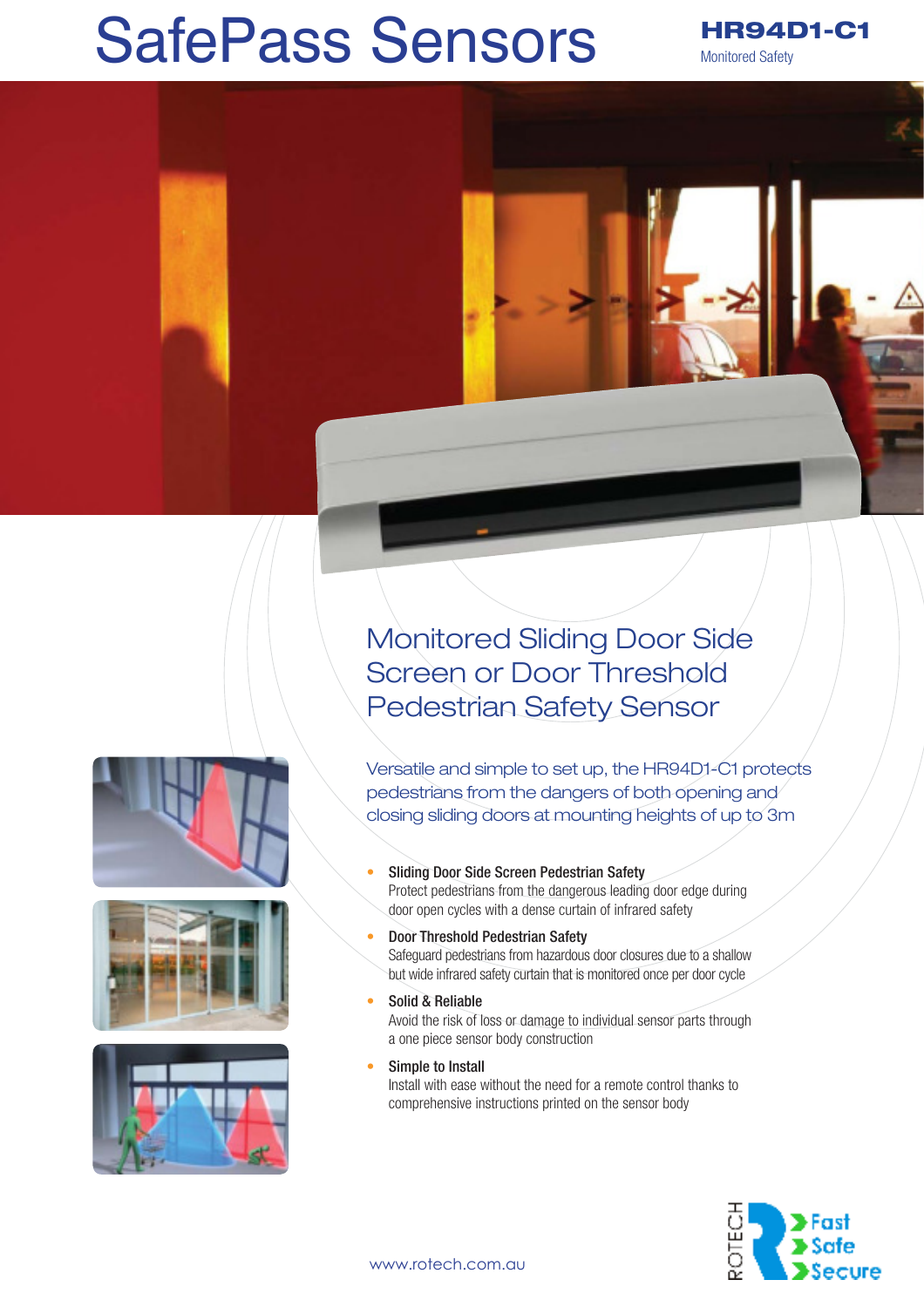# SafePass Sensors

**HR94D1-C1**

Monitored Safety

## Monitored Sliding Door Side Screen or Door Threshold Pedestrian Safety Sensor

Versatile and simple to set up, the HR94D1-C1 protects pedestrians from the dangers of both opening and closing sliding doors at mounting heights of up to 3m

- **Sliding Door Side Screen Pedestrian Safety**
  Protect pedestrians from the dangerous leading door edge during door open cycles with a dense curtain of infrared safety
- **Door Threshold Pedestrian Safety**
  Safeguard pedestrians from hazardous door closures due to a shallow but wide infrared safety curtain that is monitored once per door cycle
- **Solid & Reliable**
  Avoid the risk of loss or damage to individual sensor parts through a one piece sensor body construction
- **Simple to Install**
  Install with ease without the need for a remote control thanks to comprehensive instructions printed on the sensor body

www.rotech.com.au

ROTECH Fast Safe Secure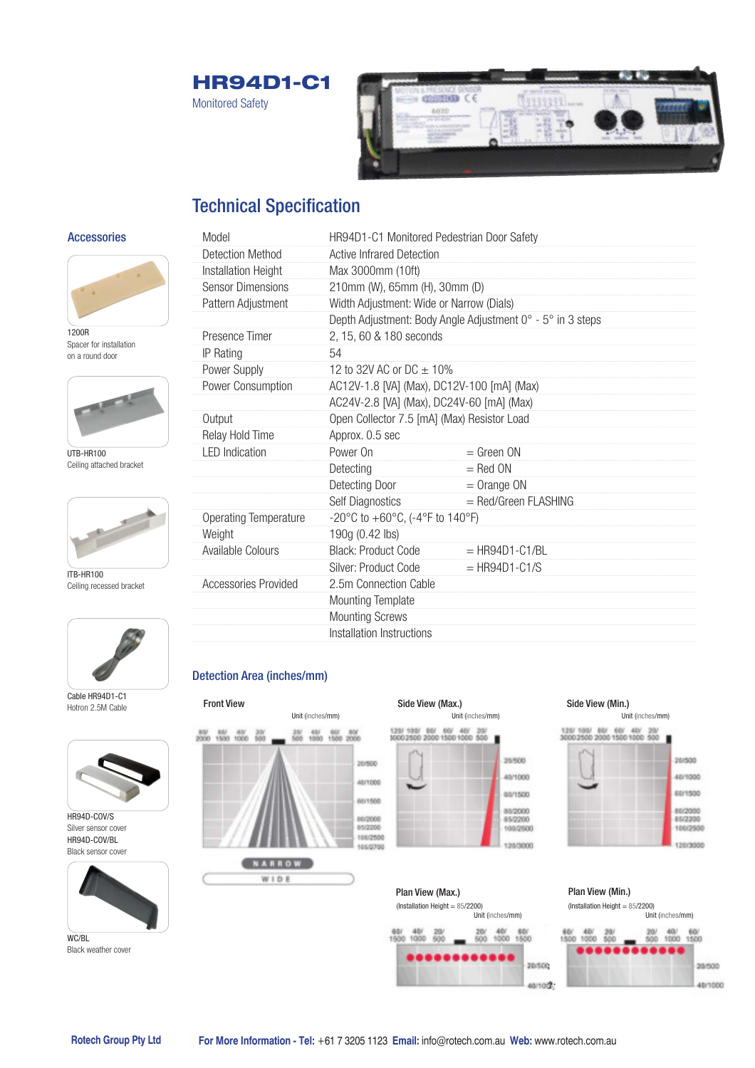# HR94D1-C1

Monitored Safety

## Technical Specification

| | | |
|---|---|---|
| Model | HR94D1-C1 Monitored Pedestrian Door Safety | |
| Detection Method | Active Infrared Detection | |
| Installation Height | Max 3000mm (10ft) | |
| Sensor Dimensions | 210mm (W), 65mm (H), 30mm (D) | |
| Pattern Adjustment | Width Adjustment: Wide or Narrow (Dials) | |
| | Depth Adjustment: Body Angle Adjustment 0° - 5° in 3 steps | |
| Presence Timer | 2, 15, 60 & 180 seconds | |
| IP Rating | 54 | |
| Power Supply | 12 to 32V AC or DC ± 10% | |
| Power Consumption | AC12V-1.8 [VA] (Max), DC12V-100 [mA] (Max) | |
| | AC24V-2.8 [VA] (Max), DC24V-60 [mA] (Max) | |
| Output | Open Collector 7.5 [mA] (Max) Resistor Load | |
| Relay Hold Time | Approx. 0.5 sec | |
| LED Indication | Power On | = Green ON |
| | Detecting | = Red ON |
| | Detecting Door | = Orange ON |
| | Self Diagnostics | = Red/Green FLASHING |
| Operating Temperature | -20°C to +60°C, (-4°F to 140°F) | |
| Weight | 190g (0.42 lbs) | |
| Available Colours | Black: Product Code | = HR94D1-C1/BL |
| | Silver: Product Code | = HR94D1-C1/S |
| Accessories Provided | 2.5m Connection Cable | |
| | Mounting Template | |
| | Mounting Screws | |
| | Installation Instructions | |

## Accessories

1200R
Spacer for installation on a round door

UTB-HR100
Ceiling attached bracket

ITB-HR100
Ceiling recessed bracket

Cable HR94D1-C1
Hotron 2.5M Cable

HR94D-COV/S
Silver sensor cover
HR94D-COV/BL
Black sensor cover

WC/BL
Black weather cover

## Detection Area (inches/mm)

**Front View**

Unit (inches/mm)

80/2000 60/1500 40/1000 20/500 20/500 40/1000 60/1500 80/2000

20/500
40/1000
60/1500
80/2000
85/2200
100/2500
105/2700

NARROW
WIDE

**Side View (Max.)**

Unit (inches/mm)

120/3000 100/2500 80/2000 60/1500 40/1000 20/500

20/500
40/1000
60/1500
80/2000
85/2200
100/2500
120/3000

**Side View (Min.)**

Unit (inches/mm)

120/3000 100/2500 80/2000 60/1500 40/1000 20/500

20/500
40/1000
60/1500
80/2000
85/2200
100/2500
120/3000

**Plan View (Max.)**

(Installation Height = 85/2200)

Unit (inches/mm)

60/1500 40/1000 20/500 20/500 40/1000 60/1500

20/500
40/1000

**Plan View (Min.)**

(Installation Height = 85/2200)

Unit (inches/mm)

60/1500 40/1000 20/500 20/500 40/1000 60/1500

20/500
40/1000

**Rotech Group Pty Ltd** **For More Information - Tel:** +61 7 3205 1123 **Email:** info@rotech.com.au **Web:** www.rotech.com.au